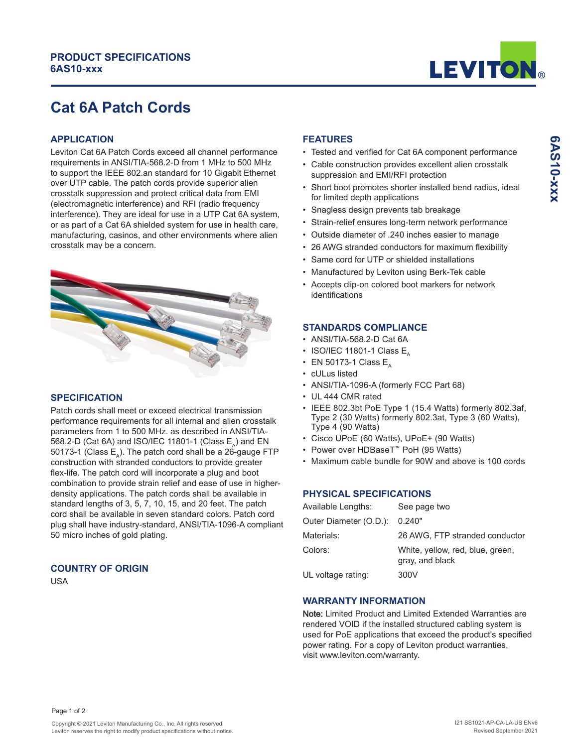**PRODUCT SPECIFICATIONS**
**6AS10-xxx**

# Cat 6A Patch Cords

## APPLICATION

Leviton Cat 6A Patch Cords exceed all channel performance requirements in ANSI/TIA-568.2-D from 1 MHz to 500 MHz to support the IEEE 802.an standard for 10 Gigabit Ethernet over UTP cable. The patch cords provide superior alien crosstalk suppression and protect critical data from EMI (electromagnetic interference) and RFI (radio frequency interference). They are ideal for use in a UTP Cat 6A system, or as part of a Cat 6A shielded system for use in health care, manufacturing, casinos, and other environments where alien crosstalk may be a concern.

## SPECIFICATION

Patch cords shall meet or exceed electrical transmission performance requirements for all internal and alien crosstalk parameters from 1 to 500 MHz. as described in ANSI/TIA-568.2-D (Cat 6A) and ISO/IEC 11801-1 (Class $E_A$) and EN 50173-1 (Class $E_A$). The patch cord shall be a 26-gauge FTP construction with stranded conductors to provide greater flex-life. The patch cord will incorporate a plug and boot combination to provide strain relief and ease of use in higher-density applications. The patch cords shall be available in standard lengths of 3, 5, 7, 10, 15, and 20 feet. The patch cord shall be available in seven standard colors. Patch cord plug shall have industry-standard, ANSI/TIA-1096-A compliant 50 micro inches of gold plating.

## COUNTRY OF ORIGIN

USA

## FEATURES

- Tested and verified for Cat 6A component performance
- Cable construction provides excellent alien crosstalk suppression and EMI/RFI protection
- Short boot promotes shorter installed bend radius, ideal for limited depth applications
- Snagless design prevents tab breakage
- Strain-relief ensures long-term network performance
- Outside diameter of .240 inches easier to manage
- 26 AWG stranded conductors for maximum flexibility
- Same cord for UTP or shielded installations
- Manufactured by Leviton using Berk-Tek cable
- Accepts clip-on colored boot markers for network identifications

## STANDARDS COMPLIANCE

- ANSI/TIA-568.2-D Cat 6A
- ISO/IEC 11801-1 Class $E_A$
- EN 50173-1 Class $E_A$
- cULus listed
- ANSI/TIA-1096-A (formerly FCC Part 68)
- UL 444 CMR rated
- IEEE 802.3bt PoE Type 1 (15.4 Watts) formerly 802.3af, Type 2 (30 Watts) formerly 802.3at, Type 3 (60 Watts), Type 4 (90 Watts)
- Cisco UPoE (60 Watts), UPoE+ (90 Watts)
- Power over HDBaseT™ PoH (95 Watts)
- Maximum cable bundle for 90W and above is 100 cords

## PHYSICAL SPECIFICATIONS

| | |
|---|---|
| Available Lengths: | See page two |
| Outer Diameter (O.D.): | 0.240" |
| Materials: | 26 AWG, FTP stranded conductor |
| Colors: | White, yellow, red, blue, green, gray, and black |
| UL voltage rating: | 300V |

## WARRANTY INFORMATION

**Note:** Limited Product and Limited Extended Warranties are rendered VOID if the installed structured cabling system is used for PoE applications that exceed the product's specified power rating. For a copy of Leviton product warranties, visit www.leviton.com/warranty.

Copyright © 2021 Leviton Manufacturing Co., Inc. All rights reserved.
Leviton reserves the right to modify product specifications without notice.

I21 SS1021-AP-CA-LA-US ENv6
Revised September 2021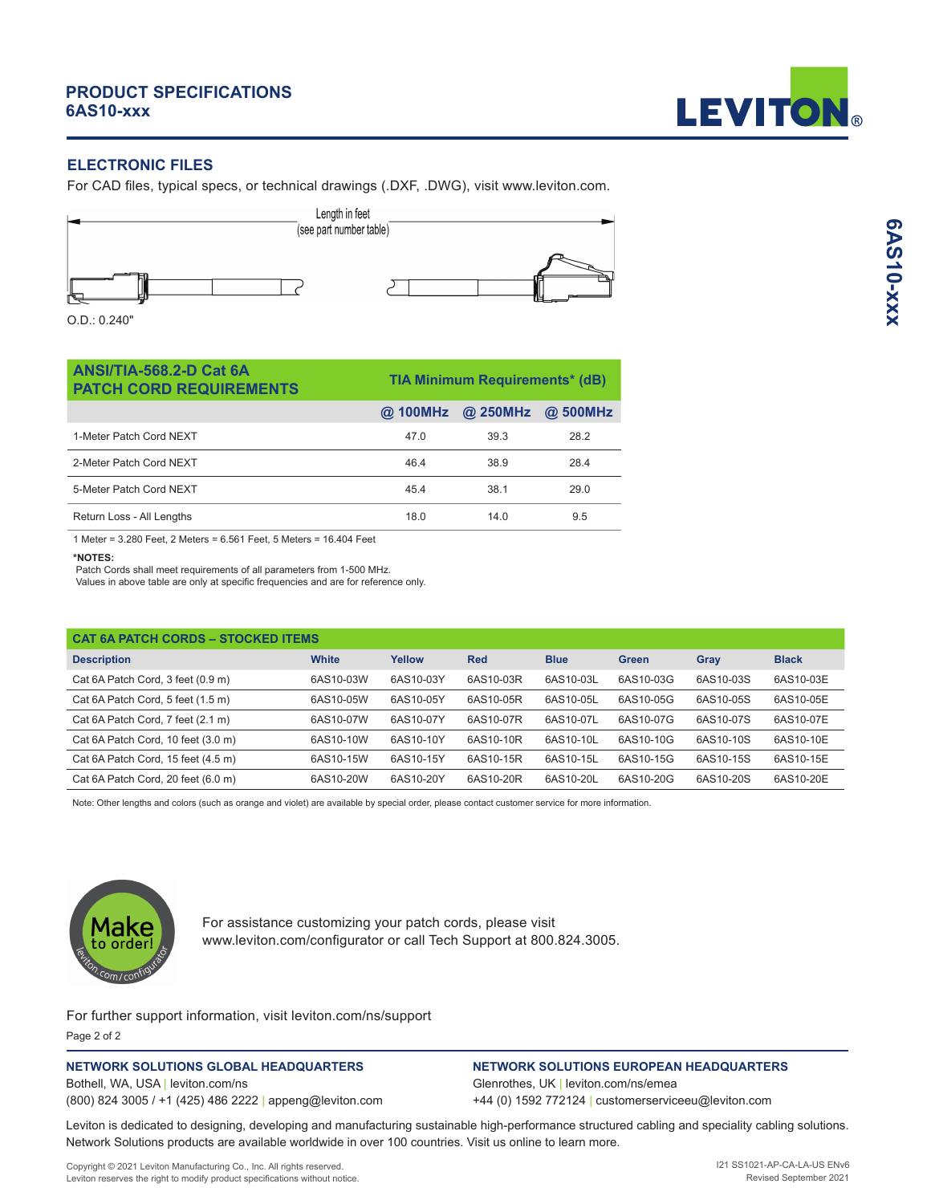# PRODUCT SPECIFICATIONS
# 6AS10-xxx

## ELECTRONIC FILES

For CAD files, typical specs, or technical drawings (.DXF, .DWG), visit www.leviton.com.

Length in feet
(see part number table)

O.D.: 0.240"

| ANSI/TIA-568.2-D Cat 6A PATCH CORD REQUIREMENTS | TIA Minimum Requirements* (dB) | | |
|---|---|---|---|
| | @ 100MHz | @ 250MHz | @ 500MHz |
| 1-Meter Patch Cord NEXT | 47.0 | 39.3 | 28.2 |
| 2-Meter Patch Cord NEXT | 46.4 | 38.9 | 28.4 |
| 5-Meter Patch Cord NEXT | 45.4 | 38.1 | 29.0 |
| Return Loss - All Lengths | 18.0 | 14.0 | 9.5 |

1 Meter = 3.280 Feet, 2 Meters = 6.561 Feet, 5 Meters = 16.404 Feet

***NOTES:**
Patch Cords shall meet requirements of all parameters from 1-500 MHz.
Values in above table are only at specific frequencies and are for reference only.

**CAT 6A PATCH CORDS – STOCKED ITEMS**

| Description | White | Yellow | Red | Blue | Green | Gray | Black |
|---|---|---|---|---|---|---|---|
| Cat 6A Patch Cord, 3 feet (0.9 m) | 6AS10-03W | 6AS10-03Y | 6AS10-03R | 6AS10-03L | 6AS10-03G | 6AS10-03S | 6AS10-03E |
| Cat 6A Patch Cord, 5 feet (1.5 m) | 6AS10-05W | 6AS10-05Y | 6AS10-05R | 6AS10-05L | 6AS10-05G | 6AS10-05S | 6AS10-05E |
| Cat 6A Patch Cord, 7 feet (2.1 m) | 6AS10-07W | 6AS10-07Y | 6AS10-07R | 6AS10-07L | 6AS10-07G | 6AS10-07S | 6AS10-07E |
| Cat 6A Patch Cord, 10 feet (3.0 m) | 6AS10-10W | 6AS10-10Y | 6AS10-10R | 6AS10-10L | 6AS10-10G | 6AS10-10S | 6AS10-10E |
| Cat 6A Patch Cord, 15 feet (4.5 m) | 6AS10-15W | 6AS10-15Y | 6AS10-15R | 6AS10-15L | 6AS10-15G | 6AS10-15S | 6AS10-15E |
| Cat 6A Patch Cord, 20 feet (6.0 m) | 6AS10-20W | 6AS10-20Y | 6AS10-20R | 6AS10-20L | 6AS10-20G | 6AS10-20S | 6AS10-20E |

Note: Other lengths and colors (such as orange and violet) are available by special order, please contact customer service for more information.

Make to order! leviton.com/configurator

For assistance customizing your patch cords, please visit www.leviton.com/configurator or call Tech Support at 800.824.3005.

For further support information, visit leviton.com/ns/support

**NETWORK SOLUTIONS GLOBAL HEADQUARTERS**
Bothell, WA, USA | leviton.com/ns
(800) 824 3005 / +1 (425) 486 2222 | appeng@leviton.com

**NETWORK SOLUTIONS EUROPEAN HEADQUARTERS**
Glenrothes, UK | leviton.com/ns/emea
+44 (0) 1592 772124 | customerserviceeu@leviton.com

Leviton is dedicated to designing, developing and manufacturing sustainable high-performance structured cabling and speciality cabling solutions. Network Solutions products are available worldwide in over 100 countries. Visit us online to learn more.

Copyright © 2021 Leviton Manufacturing Co., Inc. All rights reserved.
Leviton reserves the right to modify product specifications without notice.

I21 SS1021-AP-CA-LA-US ENv6
Revised September 2021